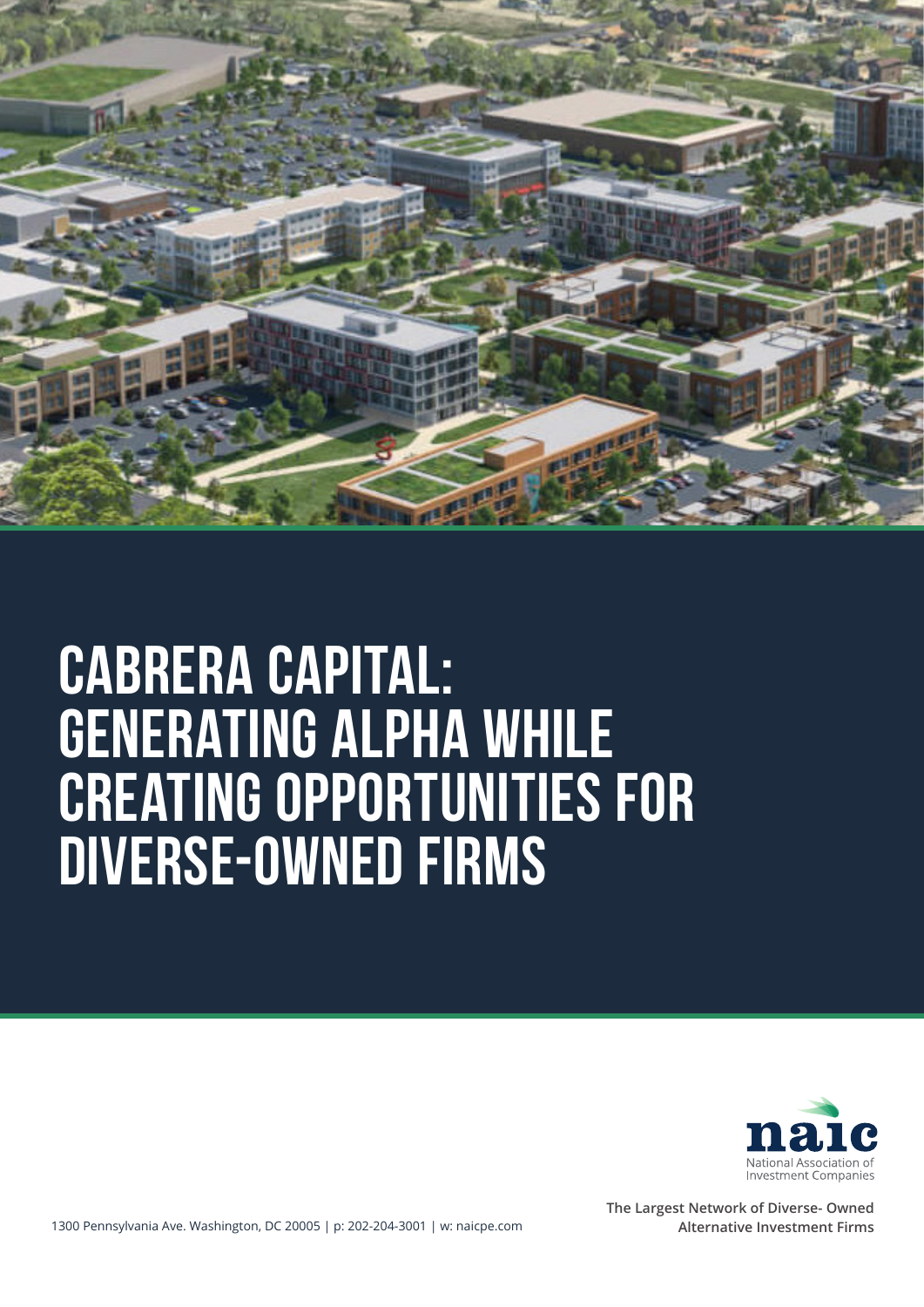# CABRERA CAPITAL: GENERATING ALPHA WHILE CREATING OPPORTUNITIES FOR DIVERSE-OWNED FIRMS

naic

National Association of Investment Companies

**The Largest Network of Diverse- Owned Alternative Investment Firms**

1300 Pennsylvania Ave. Washington, DC 20005 | p: 202-204-3001 | w: naicpe.com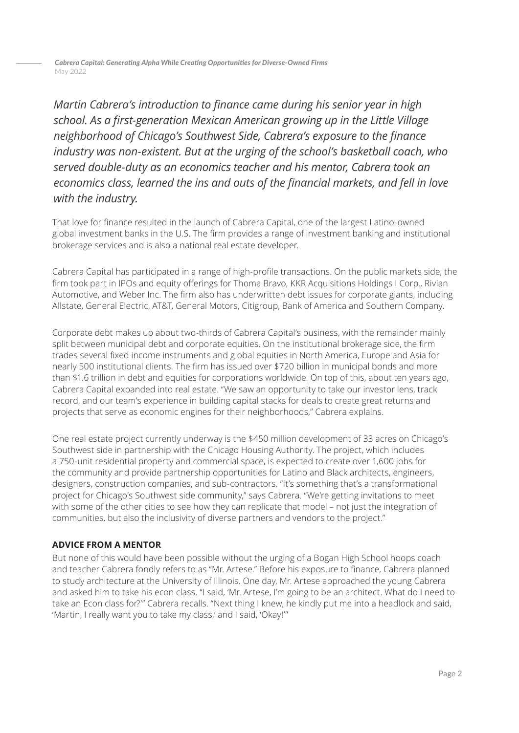*Martin Cabrera's introduction to finance came during his senior year in high school. As a first-generation Mexican American growing up in the Little Village neighborhood of Chicago's Southwest Side, Cabrera's exposure to the finance industry was non-existent. But at the urging of the school's basketball coach, who served double-duty as an economics teacher and his mentor, Cabrera took an economics class, learned the ins and outs of the financial markets, and fell in love with the industry.*

That love for finance resulted in the launch of Cabrera Capital, one of the largest Latino-owned global investment banks in the U.S. The firm provides a range of investment banking and institutional brokerage services and is also a national real estate developer.

Cabrera Capital has participated in a range of high-profile transactions. On the public markets side, the firm took part in IPOs and equity offerings for Thoma Bravo, KKR Acquisitions Holdings I Corp., Rivian Automotive, and Weber Inc. The firm also has underwritten debt issues for corporate giants, including Allstate, General Electric, AT&T, General Motors, Citigroup, Bank of America and Southern Company.

Corporate debt makes up about two-thirds of Cabrera Capital's business, with the remainder mainly split between municipal debt and corporate equities. On the institutional brokerage side, the firm trades several fixed income instruments and global equities in North America, Europe and Asia for nearly 500 institutional clients. The firm has issued over $720 billion in municipal bonds and more than $1.6 trillion in debt and equities for corporations worldwide. On top of this, about ten years ago, Cabrera Capital expanded into real estate. "We saw an opportunity to take our investor lens, track record, and our team's experience in building capital stacks for deals to create great returns and projects that serve as economic engines for their neighborhoods," Cabrera explains.

One real estate project currently underway is the $450 million development of 33 acres on Chicago's Southwest side in partnership with the Chicago Housing Authority. The project, which includes a 750-unit residential property and commercial space, is expected to create over 1,600 jobs for the community and provide partnership opportunities for Latino and Black architects, engineers, designers, construction companies, and sub-contractors. "It's something that's a transformational project for Chicago's Southwest side community," says Cabrera. "We're getting invitations to meet with some of the other cities to see how they can replicate that model – not just the integration of communities, but also the inclusivity of diverse partners and vendors to the project."

## ADVICE FROM A MENTOR

But none of this would have been possible without the urging of a Bogan High School hoops coach and teacher Cabrera fondly refers to as "Mr. Artese." Before his exposure to finance, Cabrera planned to study architecture at the University of Illinois. One day, Mr. Artese approached the young Cabrera and asked him to take his econ class. "I said, 'Mr. Artese, I'm going to be an architect. What do I need to take an Econ class for?'" Cabrera recalls. "Next thing I knew, he kindly put me into a headlock and said, 'Martin, I really want you to take my class,' and I said, 'Okay!'"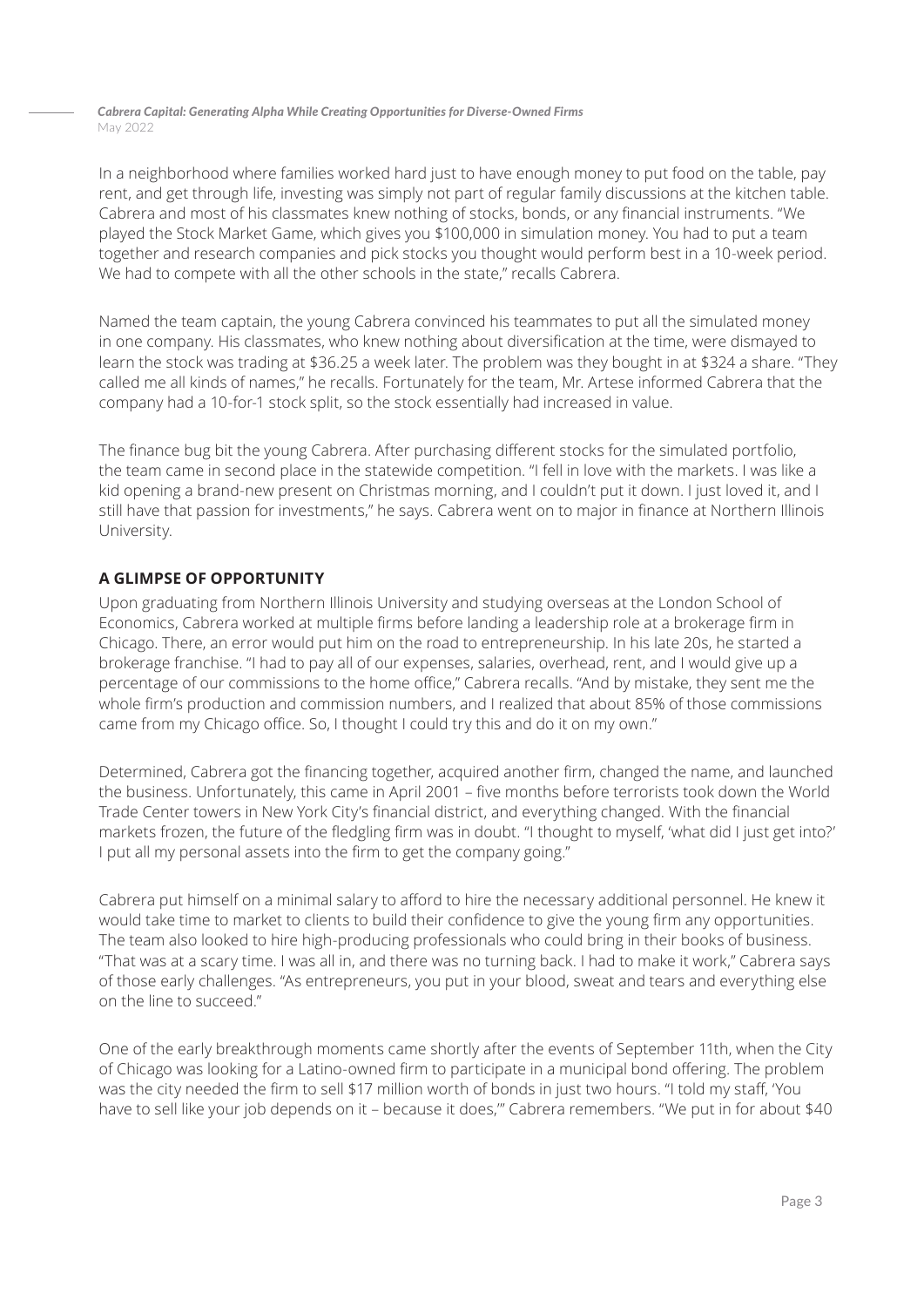In a neighborhood where families worked hard just to have enough money to put food on the table, pay rent, and get through life, investing was simply not part of regular family discussions at the kitchen table. Cabrera and most of his classmates knew nothing of stocks, bonds, or any financial instruments. "We played the Stock Market Game, which gives you $100,000 in simulation money. You had to put a team together and research companies and pick stocks you thought would perform best in a 10-week period. We had to compete with all the other schools in the state," recalls Cabrera.

Named the team captain, the young Cabrera convinced his teammates to put all the simulated money in one company. His classmates, who knew nothing about diversification at the time, were dismayed to learn the stock was trading at $36.25 a week later. The problem was they bought in at $324 a share. "They called me all kinds of names," he recalls. Fortunately for the team, Mr. Artese informed Cabrera that the company had a 10-for-1 stock split, so the stock essentially had increased in value.

The finance bug bit the young Cabrera. After purchasing different stocks for the simulated portfolio, the team came in second place in the statewide competition. "I fell in love with the markets. I was like a kid opening a brand-new present on Christmas morning, and I couldn't put it down. I just loved it, and I still have that passion for investments," he says. Cabrera went on to major in finance at Northern Illinois University.

## A GLIMPSE OF OPPORTUNITY

Upon graduating from Northern Illinois University and studying overseas at the London School of Economics, Cabrera worked at multiple firms before landing a leadership role at a brokerage firm in Chicago. There, an error would put him on the road to entrepreneurship. In his late 20s, he started a brokerage franchise. "I had to pay all of our expenses, salaries, overhead, rent, and I would give up a percentage of our commissions to the home office," Cabrera recalls. "And by mistake, they sent me the whole firm's production and commission numbers, and I realized that about 85% of those commissions came from my Chicago office. So, I thought I could try this and do it on my own."

Determined, Cabrera got the financing together, acquired another firm, changed the name, and launched the business. Unfortunately, this came in April 2001 – five months before terrorists took down the World Trade Center towers in New York City's financial district, and everything changed. With the financial markets frozen, the future of the fledgling firm was in doubt. "I thought to myself, 'what did I just get into?' I put all my personal assets into the firm to get the company going."

Cabrera put himself on a minimal salary to afford to hire the necessary additional personnel. He knew it would take time to market to clients to build their confidence to give the young firm any opportunities. The team also looked to hire high-producing professionals who could bring in their books of business. "That was at a scary time. I was all in, and there was no turning back. I had to make it work," Cabrera says of those early challenges. "As entrepreneurs, you put in your blood, sweat and tears and everything else on the line to succeed."

One of the early breakthrough moments came shortly after the events of September 11th, when the City of Chicago was looking for a Latino-owned firm to participate in a municipal bond offering. The problem was the city needed the firm to sell $17 million worth of bonds in just two hours. "I told my staff, 'You have to sell like your job depends on it – because it does,'" Cabrera remembers. "We put in for about $40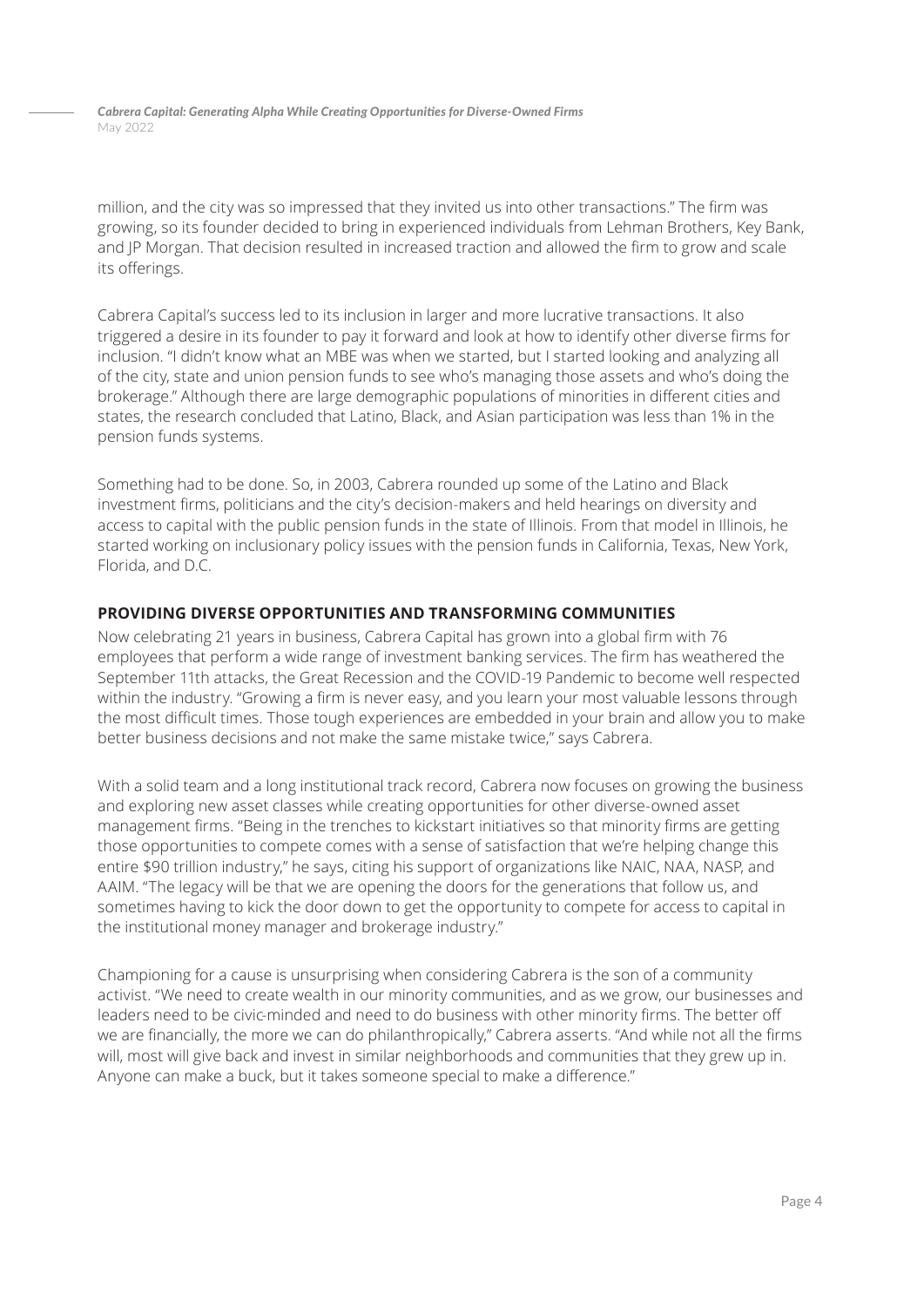million, and the city was so impressed that they invited us into other transactions." The firm was growing, so its founder decided to bring in experienced individuals from Lehman Brothers, Key Bank, and JP Morgan. That decision resulted in increased traction and allowed the firm to grow and scale its offerings.

Cabrera Capital's success led to its inclusion in larger and more lucrative transactions. It also triggered a desire in its founder to pay it forward and look at how to identify other diverse firms for inclusion. "I didn't know what an MBE was when we started, but I started looking and analyzing all of the city, state and union pension funds to see who's managing those assets and who's doing the brokerage." Although there are large demographic populations of minorities in different cities and states, the research concluded that Latino, Black, and Asian participation was less than 1% in the pension funds systems.

Something had to be done. So, in 2003, Cabrera rounded up some of the Latino and Black investment firms, politicians and the city's decision-makers and held hearings on diversity and access to capital with the public pension funds in the state of Illinois. From that model in Illinois, he started working on inclusionary policy issues with the pension funds in California, Texas, New York, Florida, and D.C.

## PROVIDING DIVERSE OPPORTUNITIES AND TRANSFORMING COMMUNITIES

Now celebrating 21 years in business, Cabrera Capital has grown into a global firm with 76 employees that perform a wide range of investment banking services. The firm has weathered the September 11th attacks, the Great Recession and the COVID-19 Pandemic to become well respected within the industry. "Growing a firm is never easy, and you learn your most valuable lessons through the most difficult times. Those tough experiences are embedded in your brain and allow you to make better business decisions and not make the same mistake twice," says Cabrera.

With a solid team and a long institutional track record, Cabrera now focuses on growing the business and exploring new asset classes while creating opportunities for other diverse-owned asset management firms. "Being in the trenches to kickstart initiatives so that minority firms are getting those opportunities to compete comes with a sense of satisfaction that we're helping change this entire $90 trillion industry," he says, citing his support of organizations like NAIC, NAA, NASP, and AAIM. "The legacy will be that we are opening the doors for the generations that follow us, and sometimes having to kick the door down to get the opportunity to compete for access to capital in the institutional money manager and brokerage industry."

Championing for a cause is unsurprising when considering Cabrera is the son of a community activist. "We need to create wealth in our minority communities, and as we grow, our businesses and leaders need to be civic-minded and need to do business with other minority firms. The better off we are financially, the more we can do philanthropically," Cabrera asserts. "And while not all the firms will, most will give back and invest in similar neighborhoods and communities that they grew up in. Anyone can make a buck, but it takes someone special to make a difference."